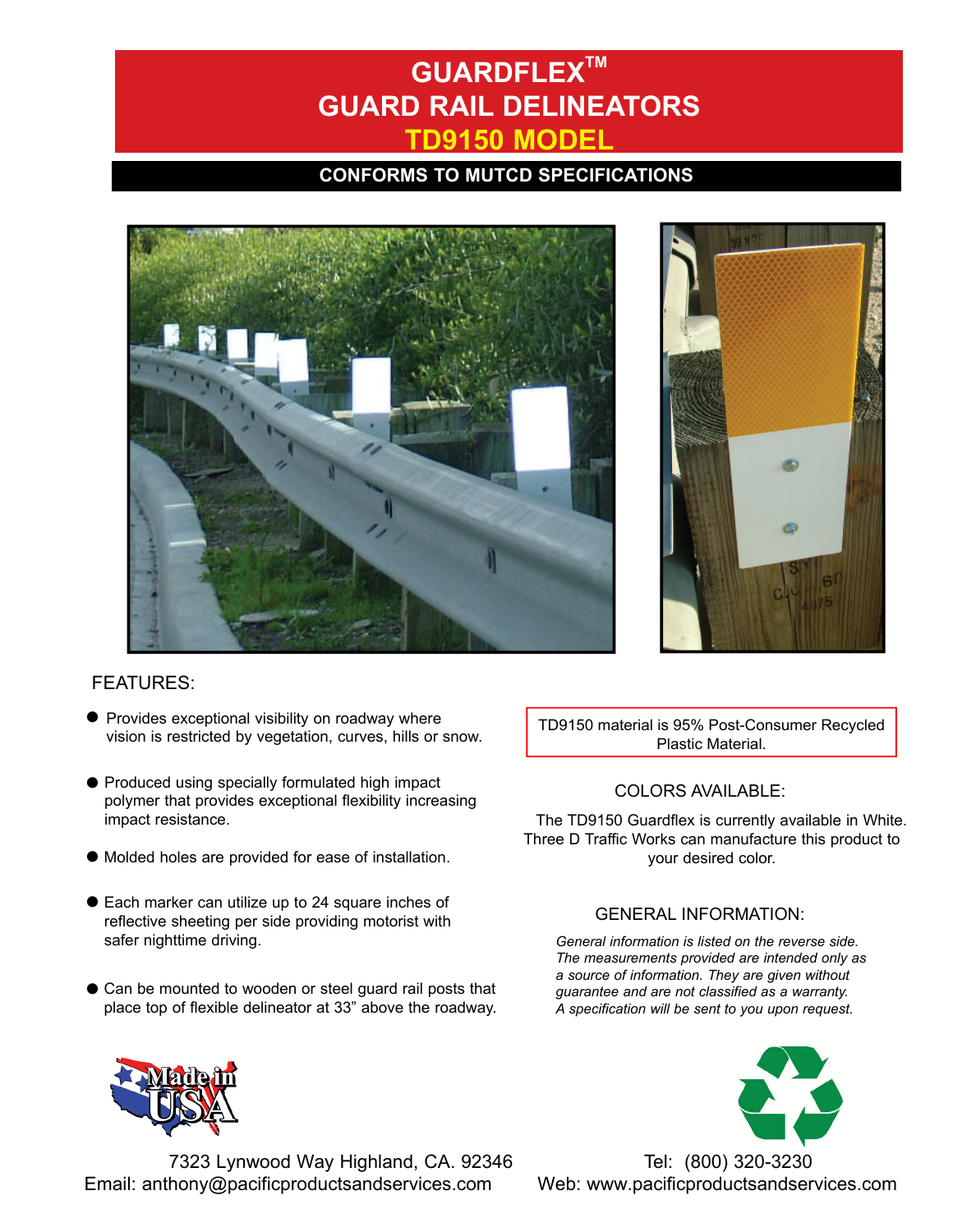# GUARDFLEX™
# GUARD RAIL DELINEATORS
# TD9150 MODEL

**CONFORMS TO MUTCD SPECIFICATIONS**

## FEATURES:

- Provides exceptional visibility on roadway where vision is restricted by vegetation, curves, hills or snow.
- Produced using specially formulated high impact polymer that provides exceptional flexibility increasing impact resistance.
- Molded holes are provided for ease of installation.
- Each marker can utilize up to 24 square inches of reflective sheeting per side providing motorist with safer nighttime driving.
- Can be mounted to wooden or steel guard rail posts that place top of flexible delineator at 33" above the roadway.

TD9150 material is 95% Post-Consumer Recycled Plastic Material.

## COLORS AVAILABLE:

The TD9150 Guardflex is currently available in White. Three D Traffic Works can manufacture this product to your desired color.

## GENERAL INFORMATION:

*General information is listed on the reverse side. The measurements provided are intended only as a source of information. They are given without guarantee and are not classified as a warranty. A specification will be sent to you upon request.*

7323 Lynwood Way Highland, CA. 92346
Email: anthony@pacificproductsandservices.com

Tel: (800) 320-3230
Web: www.pacificproductsandservices.com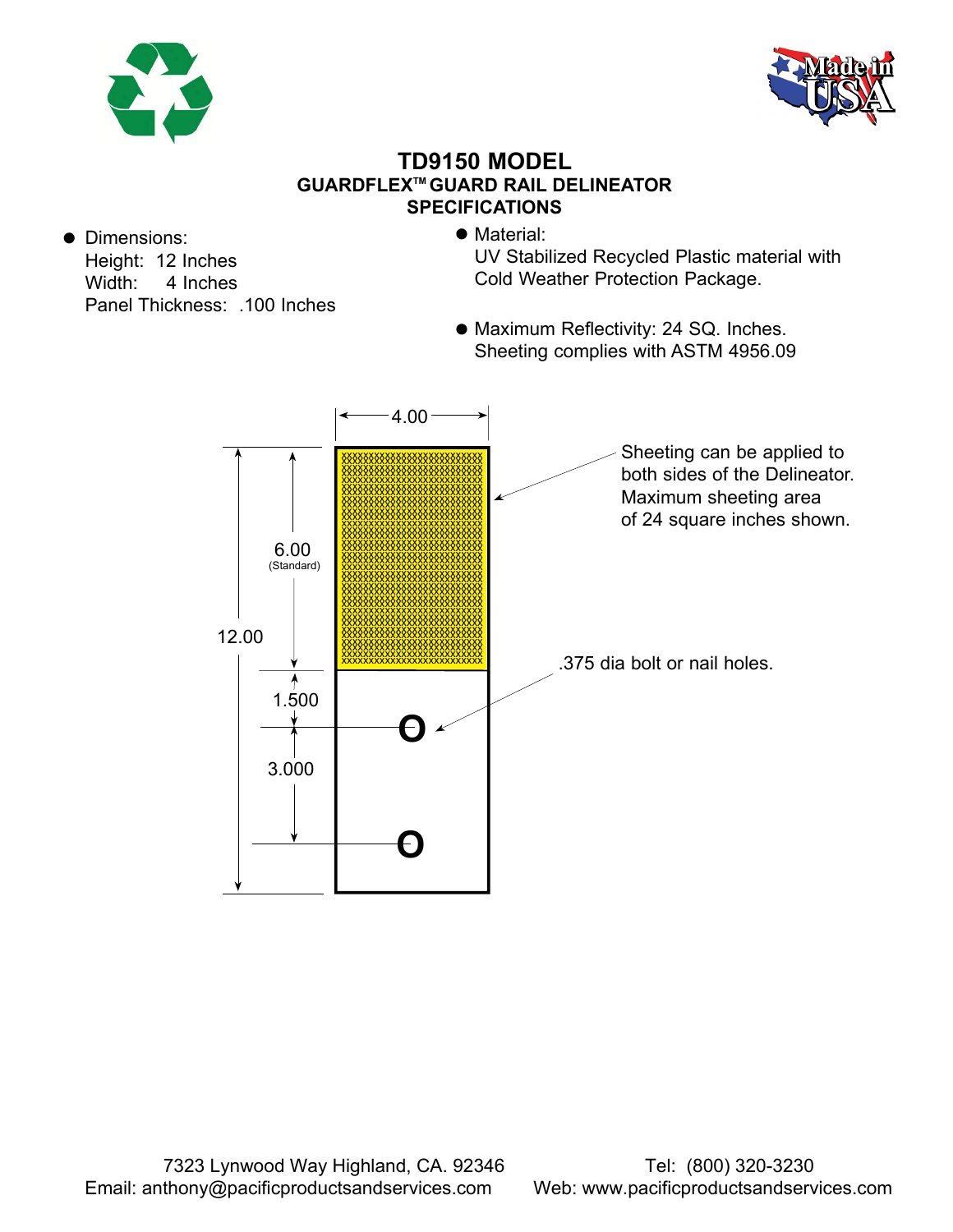# TD9150 MODEL

## GUARDFLEX™ GUARD RAIL DELINEATOR

## SPECIFICATIONS

- Dimensions:
  Height: 12 Inches
  Width: 4 Inches
  Panel Thickness: .100 Inches

- Material:
  UV Stabilized Recycled Plastic material with Cold Weather Protection Package.

- Maximum Reflectivity: 24 SQ. Inches.
  Sheeting complies with ASTM 4956.09

4.00

6.00
(Standard)

12.00

1.500

3.000

Sheeting can be applied to both sides of the Delineator. Maximum sheeting area of 24 square inches shown.

.375 dia bolt or nail holes.

7323 Lynwood Way Highland, CA. 92346
Email: anthony@pacificproductsandservices.com

Tel: (800) 320-3230
Web: www.pacificproductsandservices.com